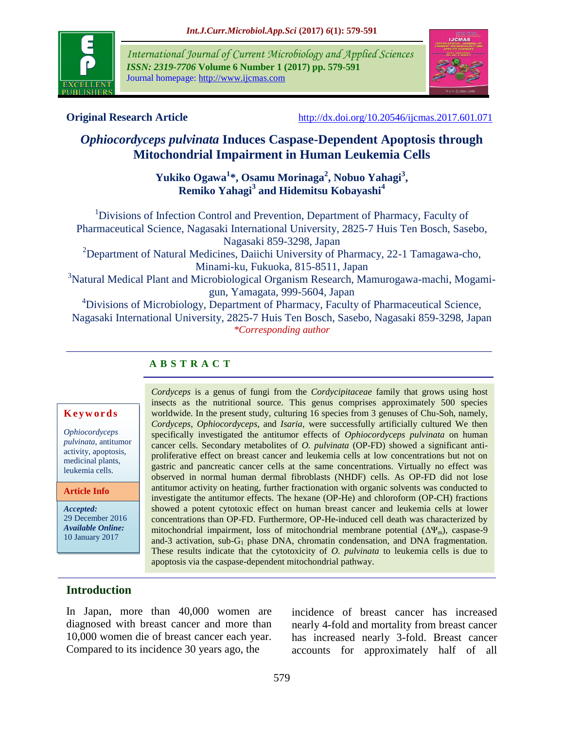**Original Research Article** http://dx.doi.org/10.20546/ijcmas.2017.601.071

# *Ophiocordyceps pulvinata* Induces Caspase-Dependent Apoptosis through Mitochondrial Impairment in Human Leukemia Cells

**Yukiko Ogawa[1]*, Osamu Morinaga[2], Nobuo Yahagi[3], Remiko Yahagi[3] and Hidemitsu Kobayashi[4]**

[1]Divisions of Infection Control and Prevention, Department of Pharmacy, Faculty of Pharmaceutical Science, Nagasaki International University, 2825-7 Huis Ten Bosch, Sasebo, Nagasaki 859-3298, Japan

[2]Department of Natural Medicines, Daiichi University of Pharmacy, 22-1 Tamagawa-cho, Minami-ku, Fukuoka, 815-8511, Japan

[3]Natural Medical Plant and Microbiological Organism Research, Mamurogawa-machi, Mogami-gun, Yamagata, 999-5604, Japan

[4]Divisions of Microbiology, Department of Pharmacy, Faculty of Pharmaceutical Science, Nagasaki International University, 2825-7 Huis Ten Bosch, Sasebo, Nagasaki 859-3298, Japan

*Corresponding author*

## ABSTRACT

**Keywords**

*Ophiocordyceps pulvinata*, antitumor activity, apoptosis, medicinal plants, leukemia cells.

**Article Info**

***Accepted:*** 29 December 2016

***Available Online:*** 10 January 2017

*Cordyceps* is a genus of fungi from the *Cordycipitaceae* family that grows using host insects as the nutritional source. This genus comprises approximately 500 species worldwide. In the present study, culturing 16 species from 3 genuses of Chu-Soh, namely, *Cordyceps*, *Ophiocordyceps*, and *Isaria*, were successfully artificially cultured We then specifically investigated the antitumor effects of *Ophiocordyceps pulvinata* on human cancer cells. Secondary metabolites of *O. pulvinata* (OP-FD) showed a significant anti-proliferative effect on breast cancer and leukemia cells at low concentrations but not on gastric and pancreatic cancer cells at the same concentrations. Virtually no effect was observed in normal human dermal fibroblasts (NHDF) cells. As OP-FD did not lose antitumor activity on heating, further fractionation with organic solvents was conducted to investigate the antitumor effects. The hexane (OP-He) and chloroform (OP-CH) fractions showed a potent cytotoxic effect on human breast cancer and leukemia cells at lower concentrations than OP-FD. Furthermore, OP-He-induced cell death was characterized by mitochondrial impairment, loss of mitochondrial membrane potential ($\Delta\Psi_m$), caspase-9 and-3 activation, sub-$G_1$ phase DNA, chromatin condensation, and DNA fragmentation. These results indicate that the cytotoxicity of *O. pulvinata* to leukemia cells is due to apoptosis via the caspase-dependent mitochondrial pathway.

## Introduction

In Japan, more than 40,000 women are diagnosed with breast cancer and more than 10,000 women die of breast cancer each year. Compared to its incidence 30 years ago, the incidence of breast cancer has increased nearly 4-fold and mortality from breast cancer has increased nearly 3-fold. Breast cancer accounts for approximately half of all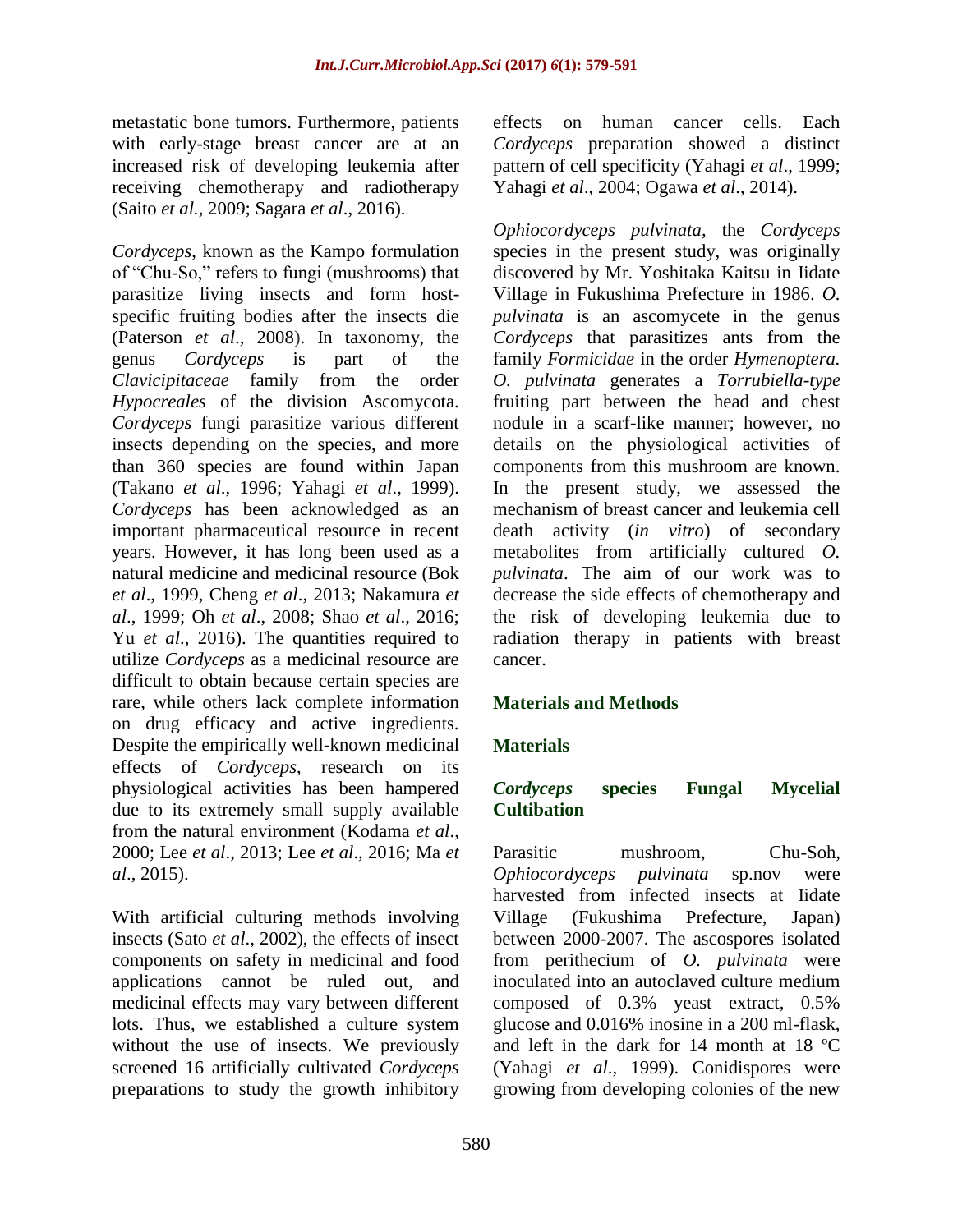metastatic bone tumors. Furthermore, patients with early-stage breast cancer are at an increased risk of developing leukemia after receiving chemotherapy and radiotherapy (Saito *et al.*, 2009; Sagara *et al*., 2016).

*Cordyceps*, known as the Kampo formulation of "Chu-So," refers to fungi (mushrooms) that parasitize living insects and form host-specific fruiting bodies after the insects die (Paterson *et al*., 2008). In taxonomy, the genus *Cordyceps* is part of the *Clavicipitaceae* family from the order *Hypocreales* of the division Ascomycota. *Cordyceps* fungi parasitize various different insects depending on the species, and more than 360 species are found within Japan (Takano *et al*., 1996; Yahagi *et al*., 1999). *Cordyceps* has been acknowledged as an important pharmaceutical resource in recent years. However, it has long been used as a natural medicine and medicinal resource (Bok *et al*., 1999, Cheng *et al*., 2013; Nakamura *et al*., 1999; Oh *et al*., 2008; Shao *et al*., 2016; Yu *et al*., 2016). The quantities required to utilize *Cordyceps* as a medicinal resource are difficult to obtain because certain species are rare, while others lack complete information on drug efficacy and active ingredients. Despite the empirically well-known medicinal effects of *Cordyceps*, research on its physiological activities has been hampered due to its extremely small supply available from the natural environment (Kodama *et al*., 2000; Lee *et al*., 2013; Lee *et al*., 2016; Ma *et al*., 2015).

With artificial culturing methods involving insects (Sato *et al*., 2002), the effects of insect components on safety in medicinal and food applications cannot be ruled out, and medicinal effects may vary between different lots. Thus, we established a culture system without the use of insects. We previously screened 16 artificially cultivated *Cordyceps* preparations to study the growth inhibitory effects on human cancer cells. Each *Cordyceps* preparation showed a distinct pattern of cell specificity (Yahagi *et al*., 1999; Yahagi *et al*., 2004; Ogawa *et al*., 2014).

*Ophiocordyceps pulvinata*, the *Cordyceps* species in the present study, was originally discovered by Mr. Yoshitaka Kaitsu in Iidate Village in Fukushima Prefecture in 1986. *O. pulvinata* is an ascomycete in the genus *Cordyceps* that parasitizes ants from the family *Formicidae* in the order *Hymenoptera. O. pulvinata* generates a *Torrubiella-type* fruiting part between the head and chest nodule in a scarf-like manner; however, no details on the physiological activities of components from this mushroom are known. In the present study, we assessed the mechanism of breast cancer and leukemia cell death activity (*in vitro*) of secondary metabolites from artificially cultured *O. pulvinata*. The aim of our work was to decrease the side effects of chemotherapy and the risk of developing leukemia due to radiation therapy in patients with breast cancer.

## Materials and Methods

### Materials

#### *Cordyceps* species Fungal Mycelial Cultibation

Parasitic mushroom, Chu-Soh, *Ophiocordyceps pulvinata* sp.nov were harvested from infected insects at Iidate Village (Fukushima Prefecture, Japan) between 2000-2007. The ascospores isolated from perithecium of *O. pulvinata* were inoculated into an autoclaved culture medium composed of 0.3% yeast extract, 0.5% glucose and 0.016% inosine in a 200 ml-flask, and left in the dark for 14 month at 18 ºC (Yahagi *et al*., 1999). Conidispores were growing from developing colonies of the new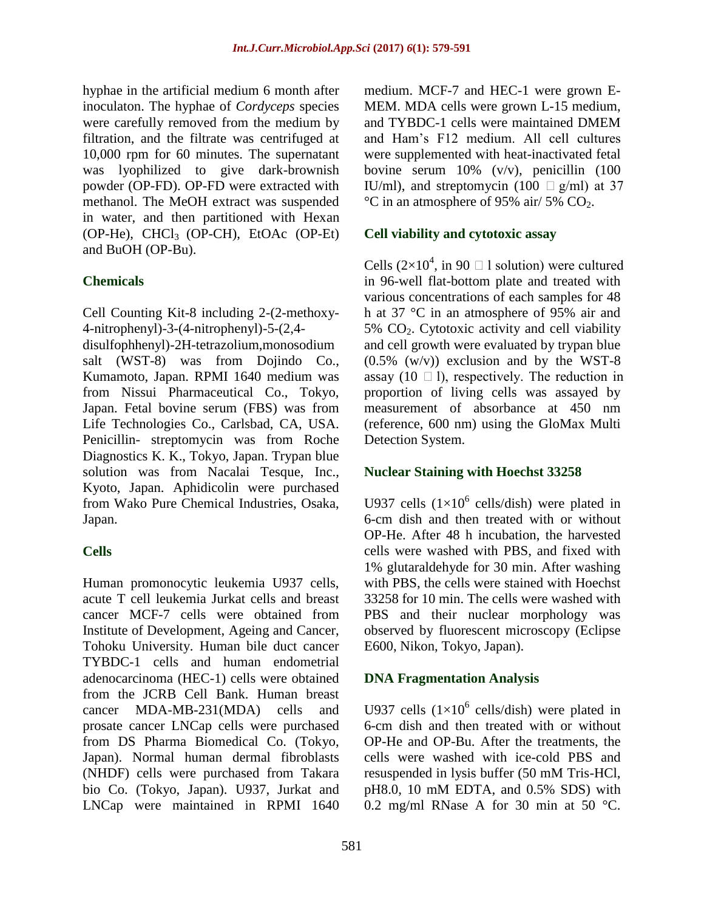hyphae in the artificial medium 6 month after inoculaton. The hyphae of *Cordyceps* species were carefully removed from the medium by filtration, and the filtrate was centrifuged at 10,000 rpm for 60 minutes. The supernatant was lyophilized to give dark-brownish powder (OP-FD). OP-FD were extracted with methanol. The MeOH extract was suspended in water, and then partitioned with Hexan (OP-He), $CHCl_3$ (OP-CH), EtOAc (OP-Et) and BuOH (OP-Bu).

## Chemicals

Cell Counting Kit-8 including 2-(2-methoxy-4-nitrophenyl)-3-(4-nitrophenyl)-5-(2,4-disulfophhenyl)-2H-tetrazolium,monosodium salt (WST-8) was from Dojindo Co., Kumamoto, Japan. RPMI 1640 medium was from Nissui Pharmaceutical Co., Tokyo, Japan. Fetal bovine serum (FBS) was from Life Technologies Co., Carlsbad, CA, USA. Penicillin- streptomycin was from Roche Diagnostics K. K., Tokyo, Japan. Trypan blue solution was from Nacalai Tesque, Inc., Kyoto, Japan. Aphidicolin were purchased from Wako Pure Chemical Industries, Osaka, Japan.

## Cells

Human promonocytic leukemia U937 cells, acute T cell leukemia Jurkat cells and breast cancer MCF-7 cells were obtained from Institute of Development, Ageing and Cancer, Tohoku University. Human bile duct cancer TYBDC-1 cells and human endometrial adenocarcinoma (HEC-1) cells were obtained from the JCRB Cell Bank. Human breast cancer MDA-MB-231(MDA) cells and prosate cancer LNCap cells were purchased from DS Pharma Biomedical Co. (Tokyo, Japan). Normal human dermal fibroblasts (NHDF) cells were purchased from Takara bio Co. (Tokyo, Japan). U937, Jurkat and LNCap were maintained in RPMI 1640 medium. MCF-7 and HEC-1 were grown E-MEM. MDA cells were grown L-15 medium, and TYBDC-1 cells were maintained DMEM and Ham's F12 medium. All cell cultures were supplemented with heat-inactivated fetal bovine serum 10% (v/v), penicillin (100 IU/ml), and streptomycin (100 μg/ml) at 37 °C in an atmosphere of 95% air/ 5% $CO_2$.

## Cell viability and cytotoxic assay

Cells ($2\times10^4$, in 90 μl solution) were cultured in 96-well flat-bottom plate and treated with various concentrations of each samples for 48 h at 37 °C in an atmosphere of 95% air and 5% $CO_2$. Cytotoxic activity and cell viability and cell growth were evaluated by trypan blue (0.5% (w/v)) exclusion and by the WST-8 assay (10 μl), respectively. The reduction in proportion of living cells was assayed by measurement of absorbance at 450 nm (reference, 600 nm) using the GloMax Multi Detection System.

## Nuclear Staining with Hoechst 33258

U937 cells ($1\times10^6$ cells/dish) were plated in 6-cm dish and then treated with or without OP-He. After 48 h incubation, the harvested cells were washed with PBS, and fixed with 1% glutaraldehyde for 30 min. After washing with PBS, the cells were stained with Hoechst 33258 for 10 min. The cells were washed with PBS and their nuclear morphology was observed by fluorescent microscopy (Eclipse E600, Nikon, Tokyo, Japan).

## DNA Fragmentation Analysis

U937 cells ($1\times10^6$ cells/dish) were plated in 6-cm dish and then treated with or without OP-He and OP-Bu. After the treatments, the cells were washed with ice-cold PBS and resuspended in lysis buffer (50 mM Tris-HCl, pH8.0, 10 mM EDTA, and 0.5% SDS) with 0.2 mg/ml RNase A for 30 min at 50 °C.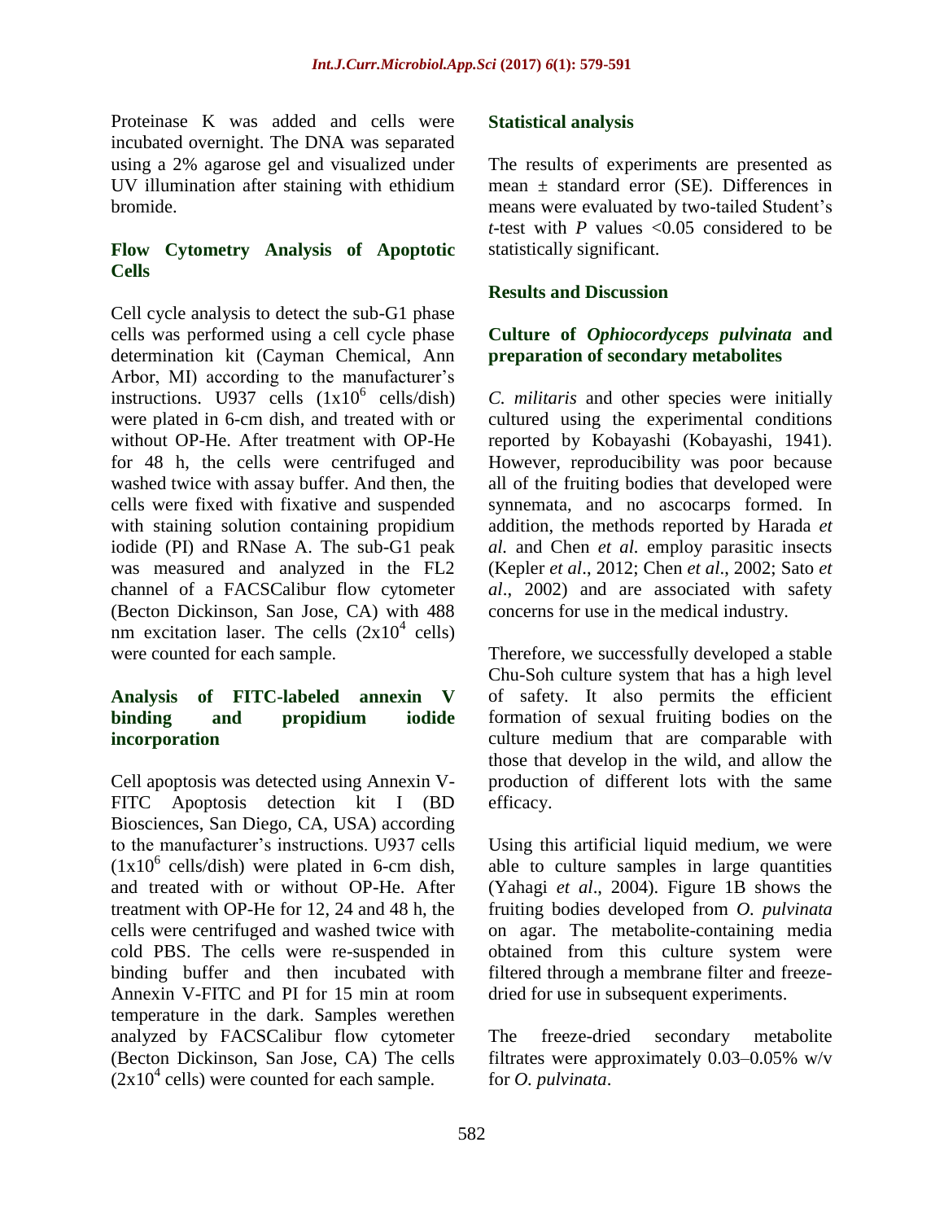Proteinase K was added and cells were incubated overnight. The DNA was separated using a 2% agarose gel and visualized under UV illumination after staining with ethidium bromide.

### Flow Cytometry Analysis of Apoptotic Cells

Cell cycle analysis to detect the sub-G1 phase cells was performed using a cell cycle phase determination kit (Cayman Chemical, Ann Arbor, MI) according to the manufacturer's instructions. U937 cells ($1 \times 10^6$ cells/dish) were plated in 6-cm dish, and treated with or without OP-He. After treatment with OP-He for 48 h, the cells were centrifuged and washed twice with assay buffer. And then, the cells were fixed with fixative and suspended with staining solution containing propidium iodide (PI) and RNase A. The sub-G1 peak was measured and analyzed in the FL2 channel of a FACSCalibur flow cytometer (Becton Dickinson, San Jose, CA) with 488 nm excitation laser. The cells ($2 \times 10^4$ cells) were counted for each sample.

### Analysis of FITC-labeled annexin V binding and propidium iodide incorporation

Cell apoptosis was detected using Annexin V-FITC Apoptosis detection kit I (BD Biosciences, San Diego, CA, USA) according to the manufacturer's instructions. U937 cells ($1 \times 10^6$ cells/dish) were plated in 6-cm dish, and treated with or without OP-He. After treatment with OP-He for 12, 24 and 48 h, the cells were centrifuged and washed twice with cold PBS. The cells were re-suspended in binding buffer and then incubated with Annexin V-FITC and PI for 15 min at room temperature in the dark. Samples werethen analyzed by FACSCalibur flow cytometer (Becton Dickinson, San Jose, CA) The cells ($2 \times 10^4$ cells) were counted for each sample.

### Statistical analysis

The results of experiments are presented as mean ± standard error (SE). Differences in means were evaluated by two-tailed Student's *t*-test with *P* values $<0.05$ considered to be statistically significant.

## Results and Discussion

### Culture of *Ophiocordyceps pulvinata* and preparation of secondary metabolites

*C. militaris* and other species were initially cultured using the experimental conditions reported by Kobayashi (Kobayashi, 1941). However, reproducibility was poor because all of the fruiting bodies that developed were synnemata, and no ascocarps formed. In addition, the methods reported by Harada *et al.* and Chen *et al.* employ parasitic insects (Kepler *et al*., 2012; Chen *et al*., 2002; Sato *et al*., 2002) and are associated with safety concerns for use in the medical industry.

Therefore, we successfully developed a stable Chu-Soh culture system that has a high level of safety. It also permits the efficient formation of sexual fruiting bodies on the culture medium that are comparable with those that develop in the wild, and allow the production of different lots with the same efficacy.

Using this artificial liquid medium, we were able to culture samples in large quantities (Yahagi *et al*., 2004). Figure 1B shows the fruiting bodies developed from *O. pulvinata* on agar. The metabolite-containing media obtained from this culture system were filtered through a membrane filter and freeze-dried for use in subsequent experiments.

The freeze-dried secondary metabolite filtrates were approximately 0.03–0.05% w/v for *O. pulvinata*.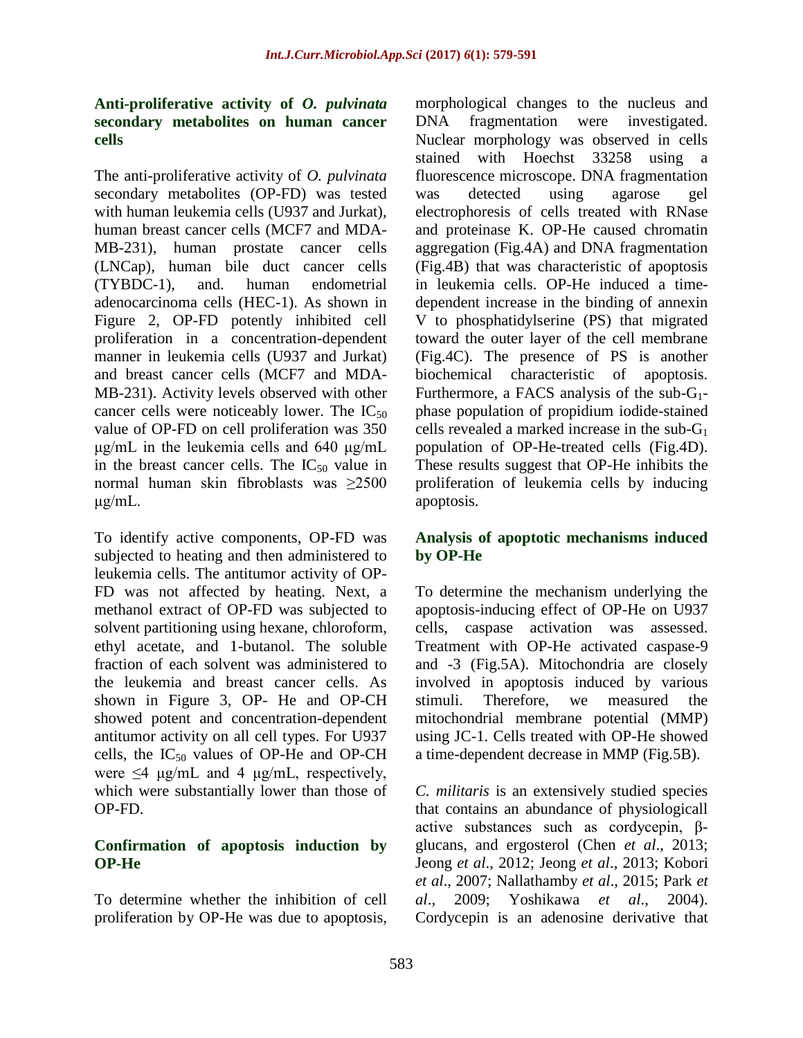### Anti-proliferative activity of *O. pulvinata* secondary metabolites on human cancer cells

The anti-proliferative activity of *O. pulvinata* secondary metabolites (OP-FD) was tested with human leukemia cells (U937 and Jurkat), human breast cancer cells (MCF7 and MDA-MB-231), human prostate cancer cells (LNCap), human bile duct cancer cells (TYBDC-1), and. human endometrial adenocarcinoma cells (HEC-1). As shown in Figure 2, OP-FD potently inhibited cell proliferation in a concentration-dependent manner in leukemia cells (U937 and Jurkat) and breast cancer cells (MCF7 and MDA-MB-231). Activity levels observed with other cancer cells were noticeably lower. The $IC_{50}$ value of OP-FD on cell proliferation was 350 μg/mL in the leukemia cells and 640 μg/mL in the breast cancer cells. The $IC_{50}$ value in normal human skin fibroblasts was ≥2500 μg/mL.

To identify active components, OP-FD was subjected to heating and then administered to leukemia cells. The antitumor activity of OP-FD was not affected by heating. Next, a methanol extract of OP-FD was subjected to solvent partitioning using hexane, chloroform, ethyl acetate, and 1-butanol. The soluble fraction of each solvent was administered to the leukemia and breast cancer cells. As shown in Figure 3, OP- He and OP-CH showed potent and concentration-dependent antitumor activity on all cell types. For U937 cells, the $IC_{50}$ values of OP-He and OP-CH were ≤4 μg/mL and 4 μg/mL, respectively, which were substantially lower than those of OP-FD.

### Confirmation of apoptosis induction by OP-He

To determine whether the inhibition of cell proliferation by OP-He was due to apoptosis, morphological changes to the nucleus and DNA fragmentation were investigated. Nuclear morphology was observed in cells stained with Hoechst 33258 using a fluorescence microscope. DNA fragmentation was detected using agarose gel electrophoresis of cells treated with RNase and proteinase K. OP-He caused chromatin aggregation (Fig.4A) and DNA fragmentation (Fig.4B) that was characteristic of apoptosis in leukemia cells. OP-He induced a time-dependent increase in the binding of annexin V to phosphatidylserine (PS) that migrated toward the outer layer of the cell membrane (Fig.4C). The presence of PS is another biochemical characteristic of apoptosis. Furthermore, a FACS analysis of the sub-$G_1$-phase population of propidium iodide-stained cells revealed a marked increase in the sub-$G_1$ population of OP-He-treated cells (Fig.4D). These results suggest that OP-He inhibits the proliferation of leukemia cells by inducing apoptosis.

### Analysis of apoptotic mechanisms induced by OP-He

To determine the mechanism underlying the apoptosis-inducing effect of OP-He on U937 cells, caspase activation was assessed. Treatment with OP-He activated caspase-9 and -3 (Fig.5A). Mitochondria are closely involved in apoptosis induced by various stimuli. Therefore, we measured the mitochondrial membrane potential (MMP) using JC-1. Cells treated with OP-He showed a time-dependent decrease in MMP (Fig.5B).

*C. militaris* is an extensively studied species that contains an abundance of physiologicall active substances such as cordycepin, β-glucans, and ergosterol (Chen *et al*., 2013; Jeong *et al*., 2012; Jeong *et al*., 2013; Kobori *et al*., 2007; Nallathamby *et al*., 2015; Park *et al*., 2009; Yoshikawa *et al*., 2004). Cordycepin is an adenosine derivative that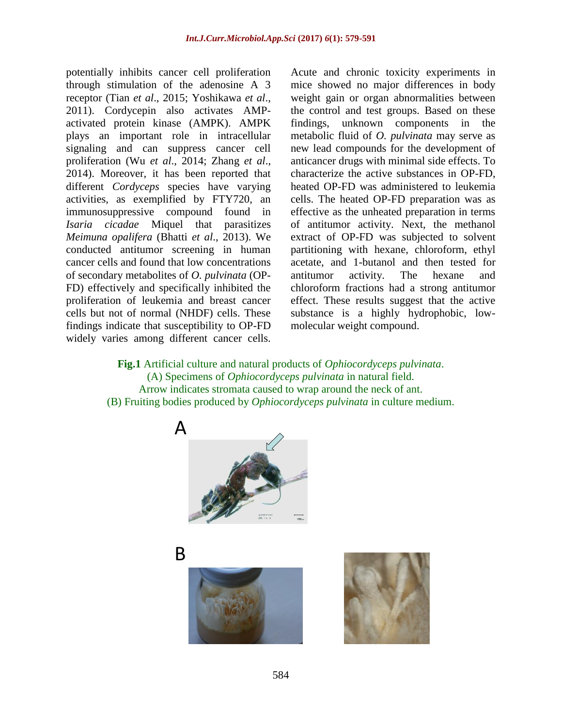potentially inhibits cancer cell proliferation through stimulation of the adenosine A 3 receptor (Tian *et al*., 2015; Yoshikawa *et al.*, 2011). Cordycepin also activates AMP-activated protein kinase (AMPK). AMPK plays an important role in intracellular signaling and can suppress cancer cell proliferation (Wu *et al*., 2014; Zhang *et al*., 2014). Moreover, it has been reported that different *Cordyceps* species have varying activities, as exemplified by FTY720, an immunosuppressive compound found in *Isaria cicadae* Miquel that parasitizes *Meimuna opalifera* (Bhatti *et al*., 2013). We conducted antitumor screening in human cancer cells and found that low concentrations of secondary metabolites of *O. pulvinata* (OP-FD) effectively and specifically inhibited the proliferation of leukemia and breast cancer cells but not of normal (NHDF) cells. These findings indicate that susceptibility to OP-FD widely varies among different cancer cells. Acute and chronic toxicity experiments in mice showed no major differences in body weight gain or organ abnormalities between the control and test groups. Based on these findings, unknown components in the metabolic fluid of *O. pulvinata* may serve as new lead compounds for the development of anticancer drugs with minimal side effects. To characterize the active substances in OP-FD, heated OP-FD was administered to leukemia cells. The heated OP-FD preparation was as effective as the unheated preparation in terms of antitumor activity. Next, the methanol extract of OP-FD was subjected to solvent partitioning with hexane, chloroform, ethyl acetate, and 1-butanol and then tested for antitumor activity. The hexane and chloroform fractions had a strong antitumor effect. These results suggest that the active substance is a highly hydrophobic, low-molecular weight compound.

**Fig.1** Artificial culture and natural products of *Ophiocordyceps pulvinata*.
(A) Specimens of *Ophiocordyceps pulvinata* in natural field.
Arrow indicates stromata caused to wrap around the neck of ant.
(B) Fruiting bodies produced by *Ophiocordyceps pulvinata* in culture medium.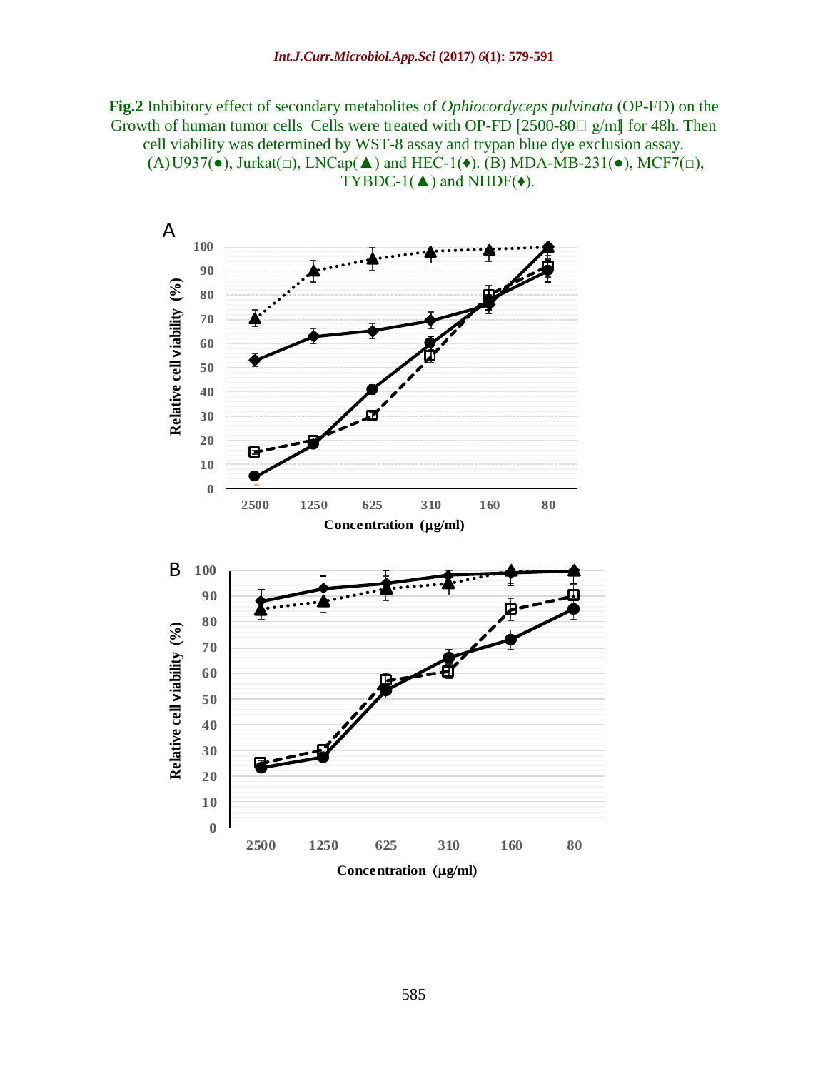**Fig.2** Inhibitory effect of secondary metabolites of *Ophiocordyceps pulvinata* (OP-FD) on the Growth of human tumor cells Cells were treated with OP-FD [2500-80 g/ml] for 48h. Then cell viability was determined by WST-8 assay and trypan blue dye exclusion assay. (A) U937(●), Jurkat(□), LNCap(▲) and HEC-1(♦). (B) MDA-MB-231(●), MCF7(□), TYBDC-1(▲) and NHDF(♦).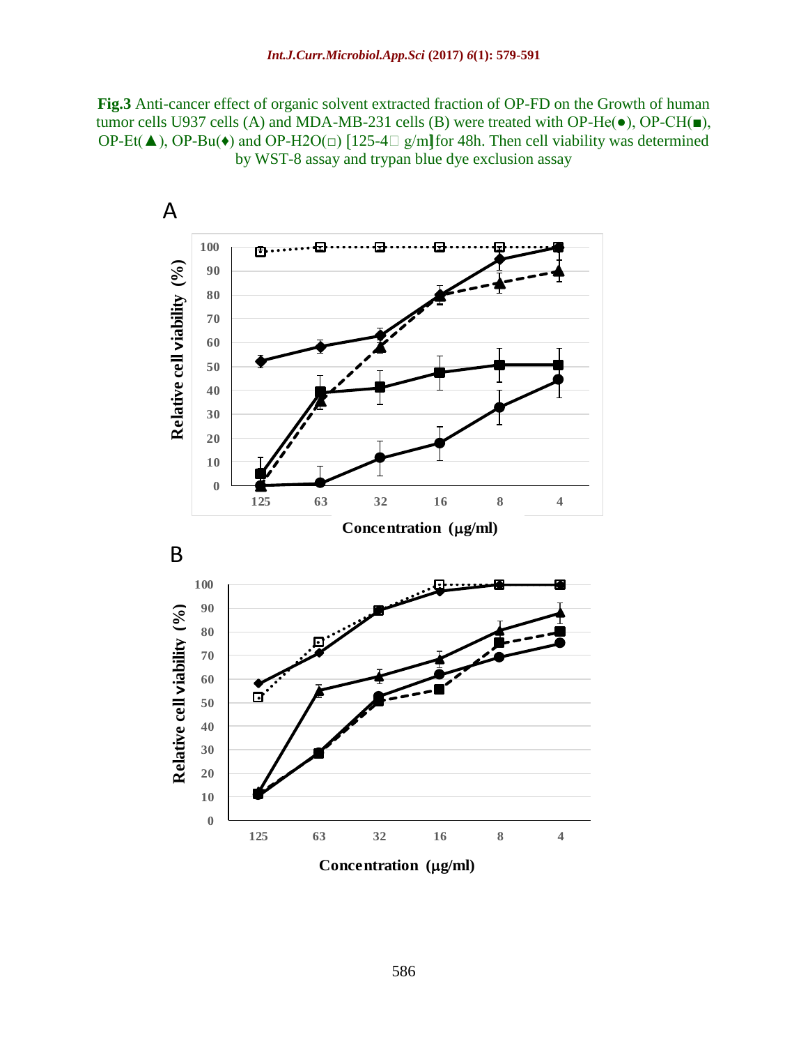**Fig.3** Anti-cancer effect of organic solvent extracted fraction of OP-FD on the Growth of human tumor cells U937 cells (A) and MDA-MB-231 cells (B) were treated with OP-He(●), OP-CH(■), OP-Et(▲), OP-Bu(♦) and OP-H2O(□) [125-4□ g/ml] for 48h. Then cell viability was determined by WST-8 assay and trypan blue dye exclusion assay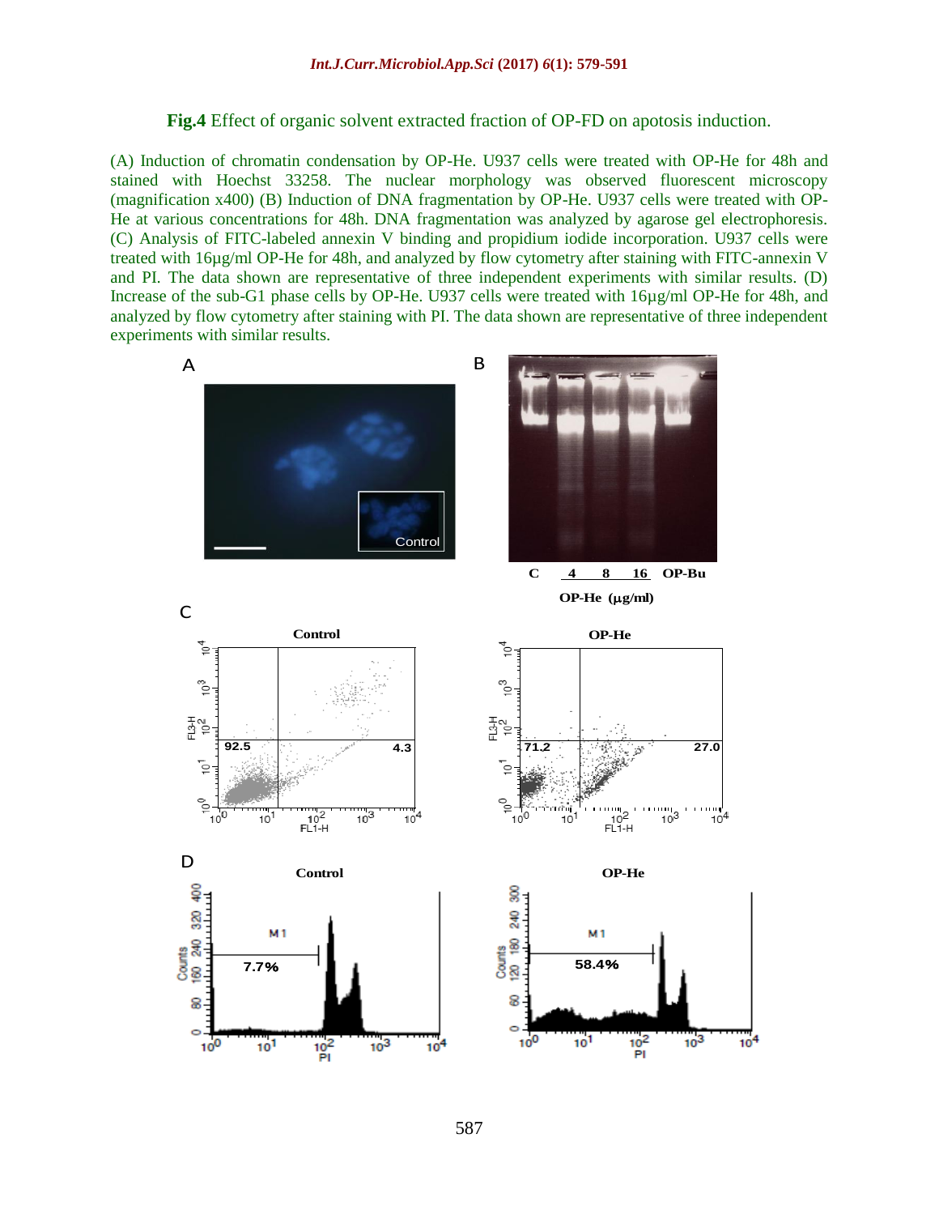**Fig.4** Effect of organic solvent extracted fraction of OP-FD on apoptosis induction.

(A) Induction of chromatin condensation by OP-He. U937 cells were treated with OP-He for 48h and stained with Hoechst 33258. The nuclear morphology was observed fluorescent microscopy (magnification x400) (B) Induction of DNA fragmentation by OP-He. U937 cells were treated with OP-He at various concentrations for 48h. DNA fragmentation was analyzed by agarose gel electrophoresis. (C) Analysis of FITC-labeled annexin V binding and propidium iodide incorporation. U937 cells were treated with 16µg/ml OP-He for 48h, and analyzed by flow cytometry after staining with FITC-annexin V and PI. The data shown are representative of three independent experiments with similar results. (D) Increase of the sub-G1 phase cells by OP-He. U937 cells were treated with 16µg/ml OP-He for 48h, and analyzed by flow cytometry after staining with PI. The data shown are representative of three independent experiments with similar results.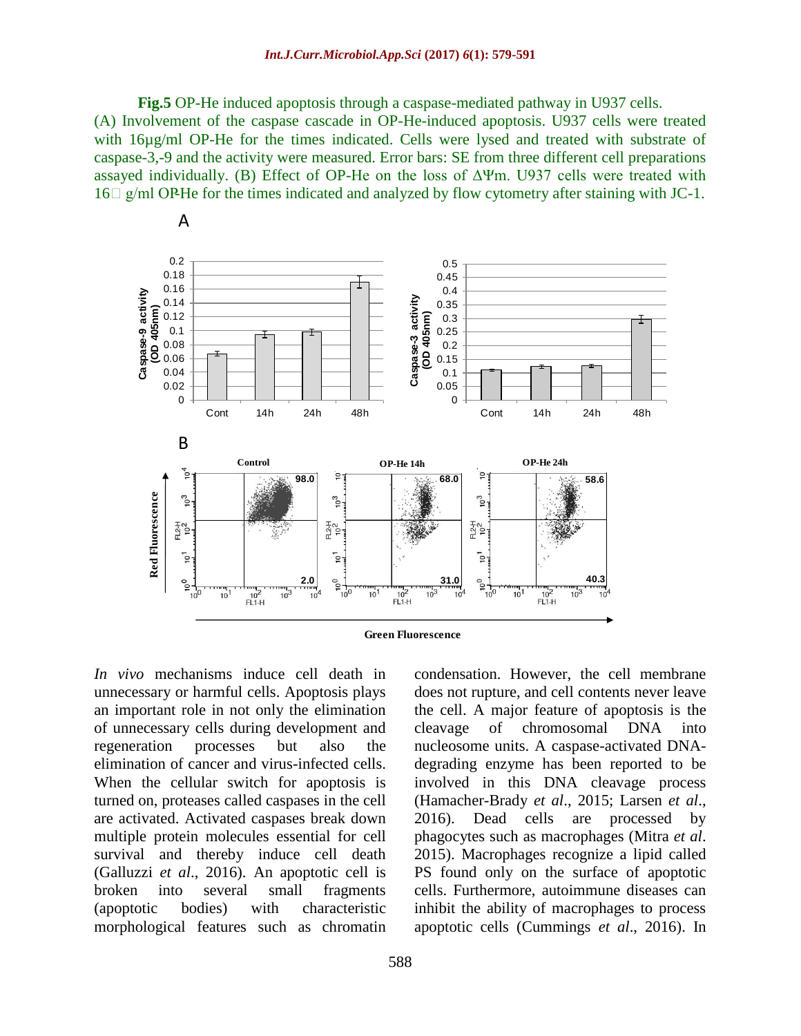**Fig.5** OP-He induced apoptosis through a caspase-mediated pathway in U937 cells. (A) Involvement of the caspase cascade in OP-He-induced apoptosis. U937 cells were treated with 16μg/ml OP-He for the times indicated. Cells were lysed and treated with substrate of caspase-3,-9 and the activity were measured. Error bars: SE from three different cell preparations assayed individually. (B) Effect of OP-He on the loss of ΔΨm. U937 cells were treated with 16 g/ml OP-He for the times indicated and analyzed by flow cytometry after staining with JC-1.

*In vivo* mechanisms induce cell death in unnecessary or harmful cells. Apoptosis plays an important role in not only the elimination of unnecessary cells during development and regeneration processes but also the elimination of cancer and virus-infected cells. When the cellular switch for apoptosis is turned on, proteases called caspases in the cell are activated. Activated caspases break down multiple protein molecules essential for cell survival and thereby induce cell death (Galluzzi *et al*., 2016). An apoptotic cell is broken into several small fragments (apoptotic bodies) with characteristic morphological features such as chromatin condensation. However, the cell membrane does not rupture, and cell contents never leave the cell. A major feature of apoptosis is the cleavage of chromosomal DNA into nucleosome units. A caspase-activated DNA-degrading enzyme has been reported to be involved in this DNA cleavage process (Hamacher-Brady *et al*., 2015; Larsen *et al*., 2016). Dead cells are processed by phagocytes such as macrophages (Mitra *et al*. 2015). Macrophages recognize a lipid called PS found only on the surface of apoptotic cells. Furthermore, autoimmune diseases can inhibit the ability of macrophages to process apoptotic cells (Cummings *et al*., 2016). In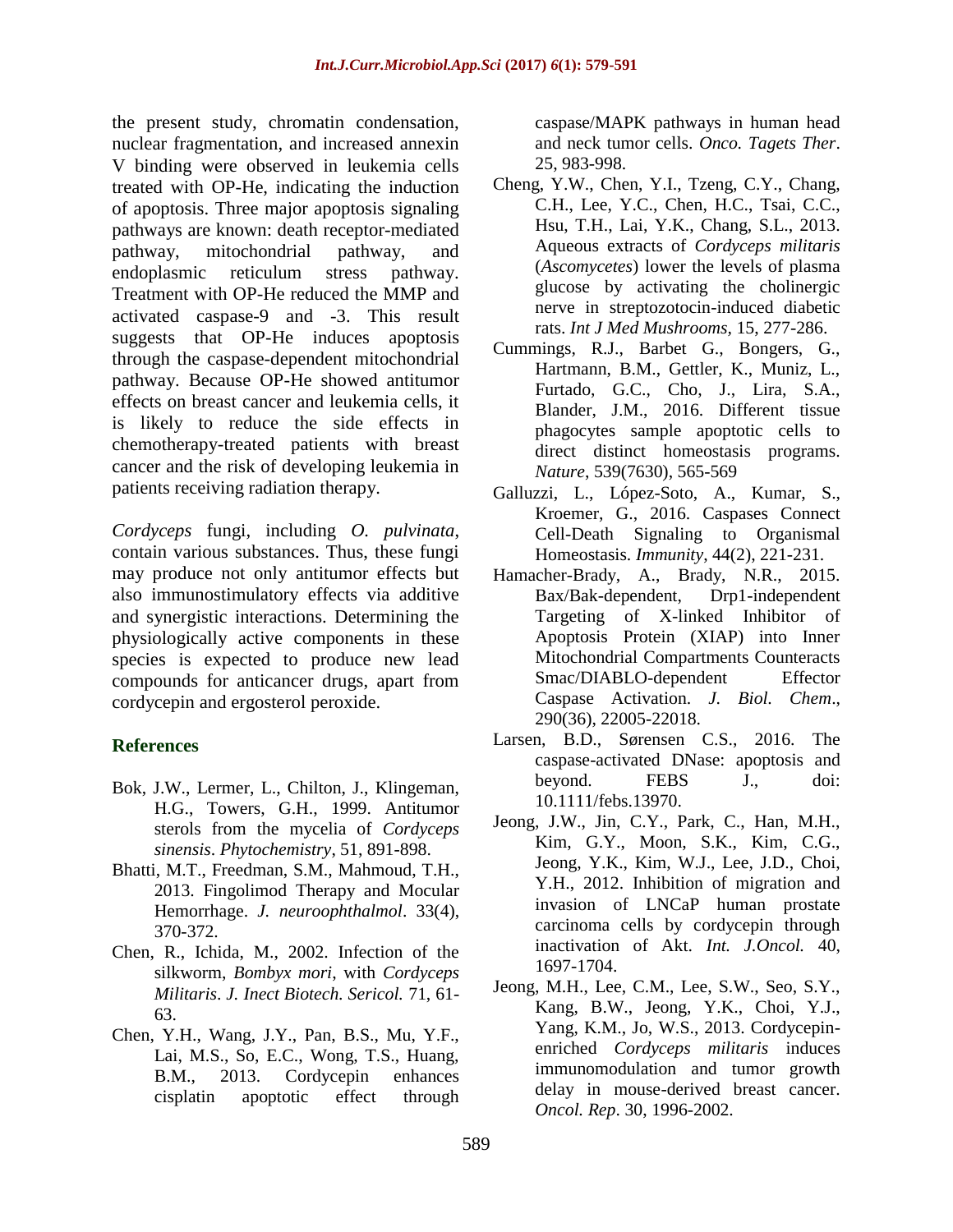the present study, chromatin condensation, nuclear fragmentation, and increased annexin V binding were observed in leukemia cells treated with OP-He, indicating the induction of apoptosis. Three major apoptosis signaling pathways are known: death receptor-mediated pathway, mitochondrial pathway, and endoplasmic reticulum stress pathway. Treatment with OP-He reduced the MMP and activated caspase-9 and -3. This result suggests that OP-He induces apoptosis through the caspase-dependent mitochondrial pathway. Because OP-He showed antitumor effects on breast cancer and leukemia cells, it is likely to reduce the side effects in chemotherapy-treated patients with breast cancer and the risk of developing leukemia in patients receiving radiation therapy.

*Cordyceps* fungi, including *O. pulvinata*, contain various substances. Thus, these fungi may produce not only antitumor effects but also immunostimulatory effects via additive and synergistic interactions. Determining the physiologically active components in these species is expected to produce new lead compounds for anticancer drugs, apart from cordycepin and ergosterol peroxide.

## References

Bok, J.W., Lermer, L., Chilton, J., Klingeman, H.G., Towers, G.H., 1999. Antitumor sterols from the mycelia of *Cordyceps sinensis*. *Phytochemistry*, 51, 891-898.

Bhatti, M.T., Freedman, S.M., Mahmoud, T.H., 2013. Fingolimod Therapy and Mocular Hemorrhage. *J. neuroophthalmol*. 33(4), 370-372.

Chen, R., Ichida, M., 2002. Infection of the silkworm, *Bombyx mori*, with *Cordyceps Militaris*. *J. Inect Biotech. Sericol.* 71, 61-63.

Chen, Y.H., Wang, J.Y., Pan, B.S., Mu, Y.F., Lai, M.S., So, E.C., Wong, T.S., Huang, B.M., 2013. Cordycepin enhances cisplatin apoptotic effect through caspase/MAPK pathways in human head and neck tumor cells. *Onco. Tagets Ther*. 25, 983-998.

Cheng, Y.W., Chen, Y.I., Tzeng, C.Y., Chang, C.H., Lee, Y.C., Chen, H.C., Tsai, C.C., Hsu, T.H., Lai, Y.K., Chang, S.L., 2013. Aqueous extracts of *Cordyceps militaris* (*Ascomycetes*) lower the levels of plasma glucose by activating the cholinergic nerve in streptozotocin-induced diabetic rats. *Int J Med Mushrooms*, 15, 277-286.

Cummings, R.J., Barbet G., Bongers, G., Hartmann, B.M., Gettler, K., Muniz, L., Furtado, G.C., Cho, J., Lira, S.A., Blander, J.M., 2016. Different tissue phagocytes sample apoptotic cells to direct distinct homeostasis programs. *Nature*, 539(7630), 565-569

Galluzzi, L., López-Soto, A., Kumar, S., Kroemer, G., 2016. Caspases Connect Cell-Death Signaling to Organismal Homeostasis. *Immunity*, 44(2), 221-231.

Hamacher-Brady, A., Brady, N.R., 2015. Bax/Bak-dependent, Drp1-independent Targeting of X-linked Inhibitor of Apoptosis Protein (XIAP) into Inner Mitochondrial Compartments Counteracts Smac/DIABLO-dependent Effector Caspase Activation. *J. Biol. Chem*., 290(36), 22005-22018.

Larsen, B.D., Sørensen C.S., 2016. The caspase-activated DNase: apoptosis and beyond. FEBS J., doi: 10.1111/febs.13970.

Jeong, J.W., Jin, C.Y., Park, C., Han, M.H., Kim, G.Y., Moon, S.K., Kim, C.G., Jeong, Y.K., Kim, W.J., Lee, J.D., Choi, Y.H., 2012. Inhibition of migration and invasion of LNCaP human prostate carcinoma cells by cordycepin through inactivation of Akt. *Int. J.Oncol.* 40, 1697-1704.

Jeong, M.H., Lee, C.M., Lee, S.W., Seo, S.Y., Kang, B.W., Jeong, Y.K., Choi, Y.J., Yang, K.M., Jo, W.S., 2013. Cordycepin-enriched *Cordyceps militaris* induces immunomodulation and tumor growth delay in mouse-derived breast cancer. *Oncol. Rep*. 30, 1996-2002.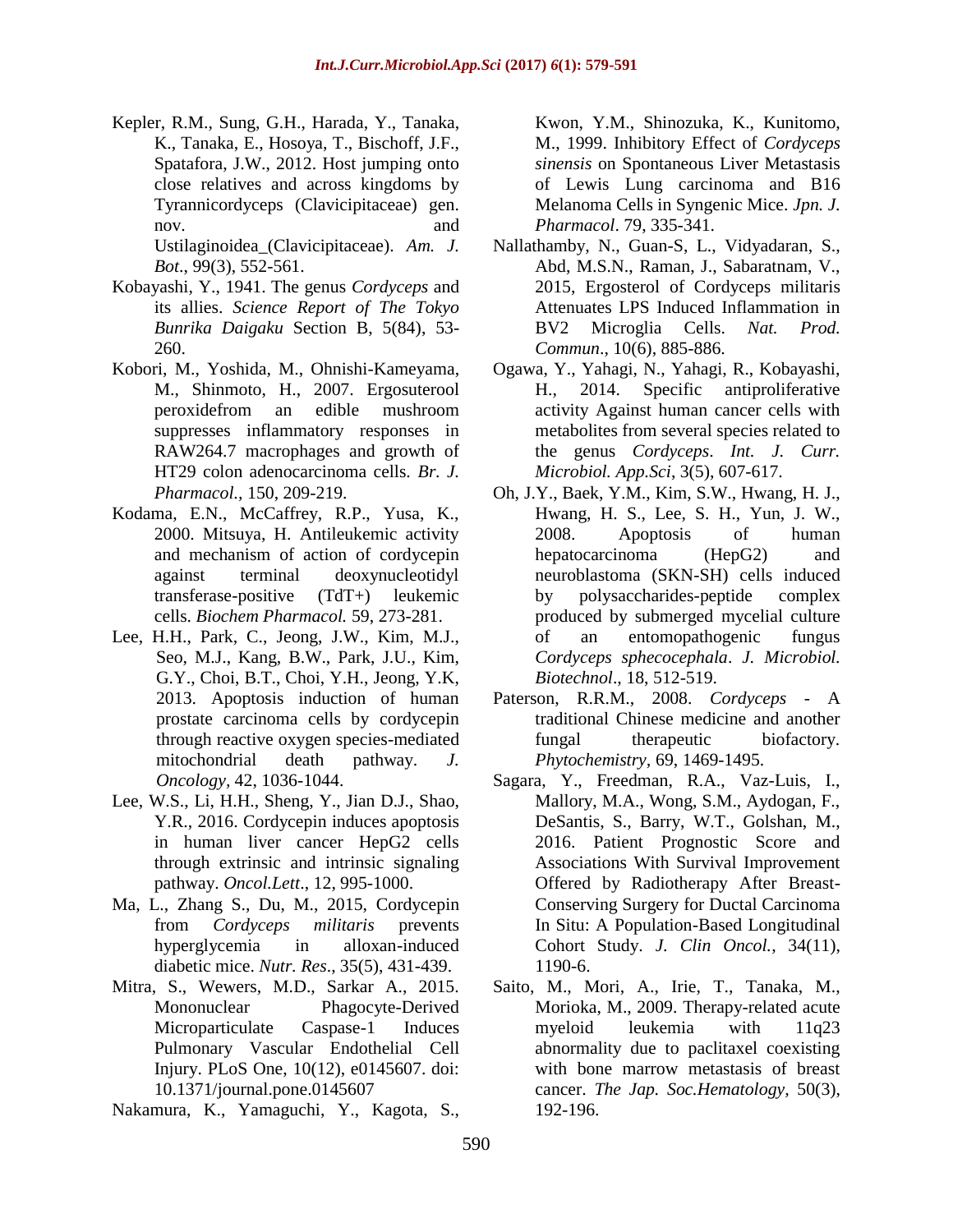Kepler, R.M., Sung, G.H., Harada, Y., Tanaka, K., Tanaka, E., Hosoya, T., Bischoff, J.F., Spatafora, J.W., 2012. Host jumping onto close relatives and across kingdoms by Tyrannicordyceps (Clavicipitaceae) gen. nov. and Ustilaginoidea_(Clavicipitaceae). *Am. J. Bot*., 99(3), 552-561.

Kobayashi, Y., 1941. The genus *Cordyceps* and its allies. *Science Report of The Tokyo Bunrika Daigaku* Section B, 5(84), 53-260.

Kobori, M., Yoshida, M., Ohnishi-Kameyama, M., Shinmoto, H., 2007. Ergosuterool peroxidefrom an edible mushroom suppresses inflammatory responses in RAW264.7 macrophages and growth of HT29 colon adenocarcinoma cells. *Br. J. Pharmacol.,* 150, 209-219.

Kodama, E.N., McCaffrey, R.P., Yusa, K., 2000. Mitsuya, H. Antileukemic activity and mechanism of action of cordycepin against terminal deoxynucleotidyl transferase-positive (TdT+) leukemic cells. *Biochem Pharmacol.* 59, 273-281.

Lee, H.H., Park, C., Jeong, J.W., Kim, M.J., Seo, M.J., Kang, B.W., Park, J.U., Kim, G.Y., Choi, B.T., Choi, Y.H., Jeong, Y.K, 2013. Apoptosis induction of human prostate carcinoma cells by cordycepin through reactive oxygen species-mediated mitochondrial death pathway. *J. Oncology*, 42, 1036-1044.

Lee, W.S., Li, H.H., Sheng, Y., Jian D.J., Shao, Y.R., 2016. Cordycepin induces apoptosis in human liver cancer HepG2 cells through extrinsic and intrinsic signaling pathway. *Oncol.Lett*., 12, 995-1000.

Ma, L., Zhang S., Du, M., 2015, Cordycepin from *Cordyceps militaris* prevents hyperglycemia in alloxan-induced diabetic mice. *Nutr. Res*., 35(5), 431-439.

Mitra, S., Wewers, M.D., Sarkar A., 2015. Mononuclear Phagocyte-Derived Microparticulate Caspase-1 Induces Pulmonary Vascular Endothelial Cell Injury. PLoS One, 10(12), e0145607. doi: 10.1371/journal.pone.0145607

Nakamura, K., Yamaguchi, Y., Kagota, S., Kwon, Y.M., Shinozuka, K., Kunitomo, M., 1999. Inhibitory Effect of *Cordyceps sinensis* on Spontaneous Liver Metastasis of Lewis Lung carcinoma and B16 Melanoma Cells in Syngenic Mice. *Jpn. J. Pharmacol*. 79, 335-341.

Nallathamby, N., Guan-S, L., Vidyadaran, S., Abd, M.S.N., Raman, J., Sabaratnam, V., 2015, Ergosterol of Cordyceps militaris Attenuates LPS Induced Inflammation in BV2 Microglia Cells. *Nat. Prod. Commun*., 10(6), 885-886.

Ogawa, Y., Yahagi, N., Yahagi, R., Kobayashi, H., 2014. Specific antiproliferative activity Against human cancer cells with metabolites from several species related to the genus *Cordyceps*. *Int. J. Curr. Microbiol. App.Sci*, 3(5), 607-617.

Oh, J.Y., Baek, Y.M., Kim, S.W., Hwang, H. J., Hwang, H. S., Lee, S. H., Yun, J. W., 2008. Apoptosis of human hepatocarcinoma (HepG2) and neuroblastoma (SKN-SH) cells induced by polysaccharides-peptide complex produced by submerged mycelial culture of an entomopathogenic fungus *Cordyceps sphecocephala*. *J. Microbiol. Biotechnol*., 18, 512-519.

Paterson, R.R.M., 2008. *Cordyceps* - A traditional Chinese medicine and another fungal therapeutic biofactory. *Phytochemistry*, 69, 1469-1495.

Sagara, Y., Freedman, R.A., Vaz-Luis, I., Mallory, M.A., Wong, S.M., Aydogan, F., DeSantis, S., Barry, W.T., Golshan, M., 2016. Patient Prognostic Score and Associations With Survival Improvement Offered by Radiotherapy After Breast-Conserving Surgery for Ductal Carcinoma In Situ: A Population-Based Longitudinal Cohort Study. *J. Clin Oncol.*, 34(11), 1190-6.

Saito, M., Mori, A., Irie, T., Tanaka, M., Morioka, M., 2009. Therapy-related acute myeloid leukemia with 11q23 abnormality due to paclitaxel coexisting with bone marrow metastasis of breast cancer. *The Jap. Soc.Hematology,* 50(3), 192-196.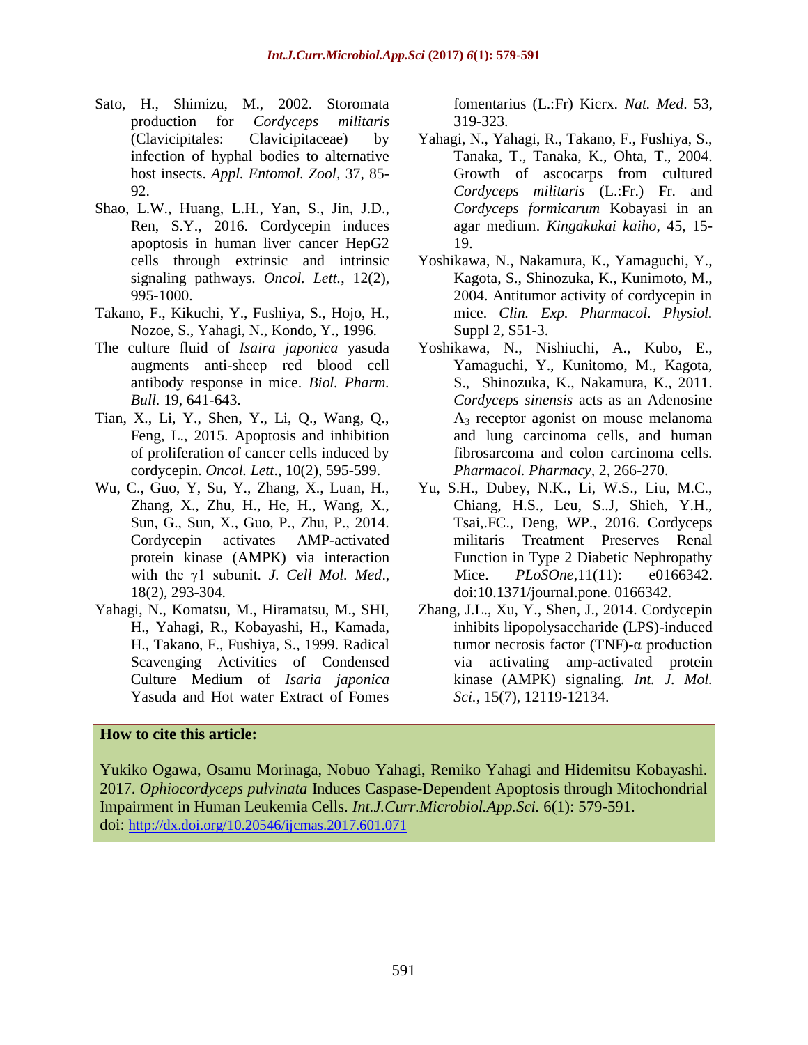Sato, H., Shimizu, M., 2002. Storomata production for *Cordyceps militaris* (Clavicipitales: Clavicipitaceae) by infection of hyphal bodies to alternative host insects. *Appl. Entomol. Zool,* 37, 85-92.

Shao, L.W., Huang, L.H., Yan, S., Jin, J.D., Ren, S.Y., 2016. Cordycepin induces apoptosis in human liver cancer HepG2 cells through extrinsic and intrinsic signaling pathways. *Oncol. Lett.,* 12(2), 995-1000.

Takano, F., Kikuchi, Y., Fushiya, S., Hojo, H., Nozoe, S., Yahagi, N., Kondo, Y., 1996.

The culture fluid of *Isaira japonica* yasuda augments anti-sheep red blood cell antibody response in mice. *Biol. Pharm. Bull.* 19, 641-643.

Tian, X., Li, Y., Shen, Y., Li, Q., Wang, Q., Feng, L., 2015. Apoptosis and inhibition of proliferation of cancer cells induced by cordycepin. *Oncol. Lett*., 10(2), 595-599.

Wu, C., Guo, Y, Su, Y., Zhang, X., Luan, H., Zhang, X., Zhu, H., He, H., Wang, X., Sun, G., Sun, X., Guo, P., Zhu, P., 2014. Cordycepin activates AMP-activated protein kinase (AMPK) via interaction with the γ1 subunit. *J. Cell Mol. Med*., 18(2), 293-304.

Yahagi, N., Komatsu, M., Hiramatsu, M., SHI, H., Yahagi, R., Kobayashi, H., Kamada, H., Takano, F., Fushiya, S., 1999. Radical Scavenging Activities of Condensed Culture Medium of *Isaria japonica* Yasuda and Hot water Extract of Fomes fomentarius (L.:Fr) Kicrx. *Nat. Med*. 53, 319-323.

Yahagi, N., Yahagi, R., Takano, F., Fushiya, S., Tanaka, T., Tanaka, K., Ohta, T., 2004. Growth of ascocarps from cultured *Cordyceps militaris* (L.:Fr.) Fr. and *Cordyceps formicarum* Kobayasi in an agar medium. *Kingakukai kaiho*, 45, 15-19.

Yoshikawa, N., Nakamura, K., Yamaguchi, Y., Kagota, S., Shinozuka, K., Kunimoto, M., 2004. Antitumor activity of cordycepin in mice. *Clin. Exp. Pharmacol. Physiol.* Suppl 2, S51-3.

Yoshikawa, N., Nishiuchi, A., Kubo, E., Yamaguchi, Y., Kunitomo, M., Kagota, S., Shinozuka, K., Nakamura, K., 2011. *Cordyceps sinensis* acts as an Adenosine $A_3$ receptor agonist on mouse melanoma and lung carcinoma cells, and human fibrosarcoma and colon carcinoma cells. *Pharmacol. Pharmacy*, 2, 266-270.

Yu, S.H., Dubey, N.K., Li, W.S., Liu, M.C., Chiang, H.S., Leu, S.J, Shieh, Y.H., Tsai,.FC., Deng, WP., 2016. Cordyceps militaris Treatment Preserves Renal Function in Type 2 Diabetic Nephropathy Mice. *PLoSOne*,11(11): e0166342. doi:10.1371/journal.pone. 0166342.

Zhang, J.L., Xu, Y., Shen, J., 2014. Cordycepin inhibits lipopolysaccharide (LPS)-induced tumor necrosis factor (TNF)-α production via activating amp-activated protein kinase (AMPK) signaling. *Int. J. Mol. Sci.*, 15(7), 12119-12134.

**How to cite this article:**

Yukiko Ogawa, Osamu Morinaga, Nobuo Yahagi, Remiko Yahagi and Hidemitsu Kobayashi. 2017. *Ophiocordyceps pulvinata* Induces Caspase-Dependent Apoptosis through Mitochondrial Impairment in Human Leukemia Cells. *Int.J.Curr.Microbiol.App.Sci.* 6(1): 579-591.
doi: http://dx.doi.org/10.20546/ijcmas.2017.601.071